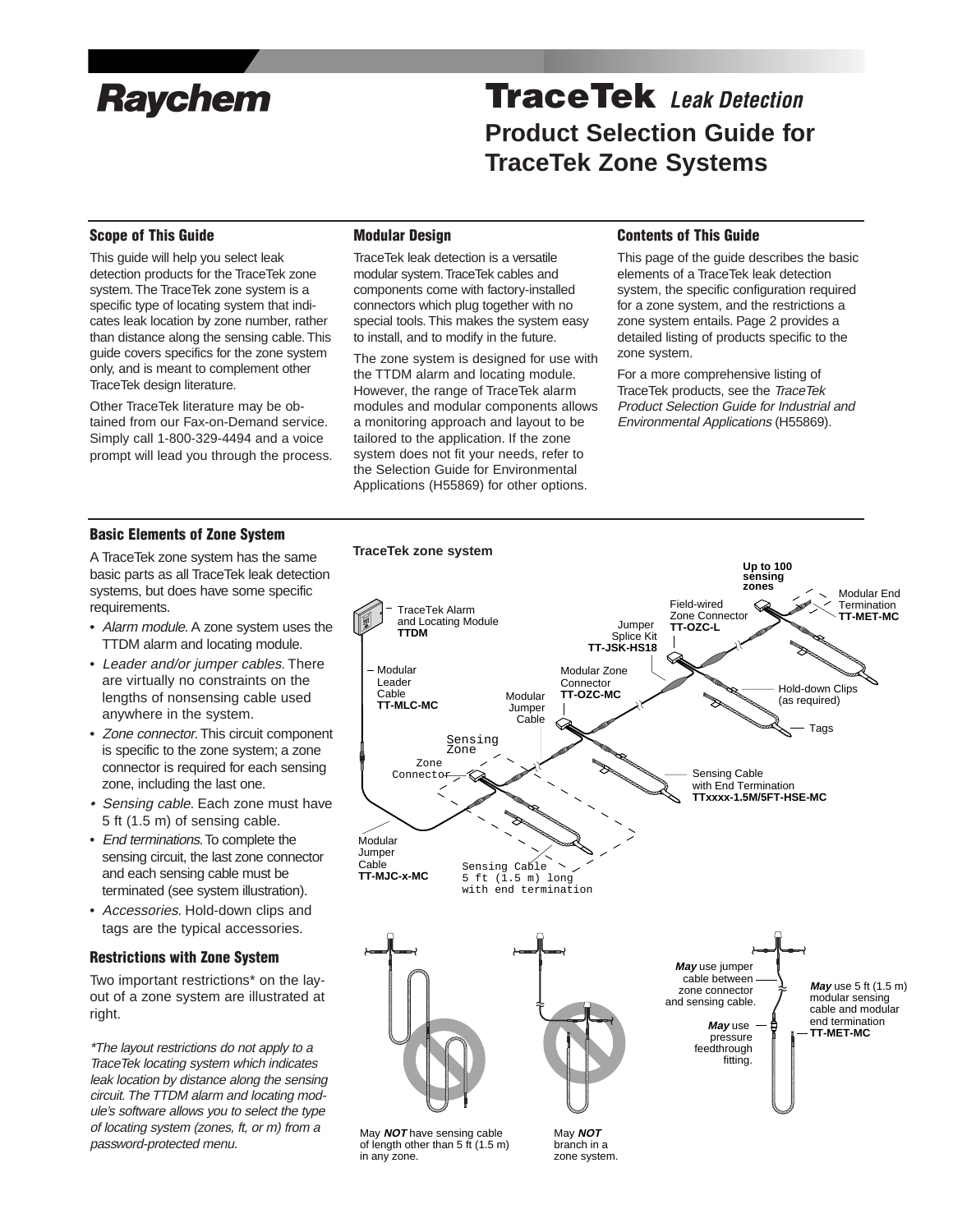# Raychem

# TraceTek *Leak Detection*

## Product Selection Guide for TraceTek Zone Systems

### Scope of This Guide

This guide will help you select leak detection products for the TraceTek zone system. The TraceTek zone system is a specific type of locating system that indicates leak location by zone number, rather than distance along the sensing cable. This guide covers specifics for the zone system only, and is meant to complement other TraceTek design literature.

Other TraceTek literature may be obtained from our Fax-on-Demand service. Simply call 1-800-329-4494 and a voice prompt will lead you through the process.

### Modular Design

TraceTek leak detection is a versatile modular system. TraceTek cables and components come with factory-installed connectors which plug together with no special tools. This makes the system easy to install, and to modify in the future.

The zone system is designed for use with the TTDM alarm and locating module. However, the range of TraceTek alarm modules and modular components allows a monitoring approach and layout to be tailored to the application. If the zone system does not fit your needs, refer to the Selection Guide for Environmental Applications (H55869) for other options.

### Contents of This Guide

This page of the guide describes the basic elements of a TraceTek leak detection system, the specific configuration required for a zone system, and the restrictions a zone system entails. Page 2 provides a detailed listing of products specific to the zone system.

For a more comprehensive listing of TraceTek products, see the *TraceTek Product Selection Guide for Industrial and Environmental Applications* (H55869).

### Basic Elements of Zone System

A TraceTek zone system has the same basic parts as all TraceTek leak detection systems, but does have some specific requirements.

- *Alarm module.* A zone system uses the TTDM alarm and locating module.
- *Leader and/or jumper cables.* There are virtually no constraints on the lengths of nonsensing cable used anywhere in the system.
- *Zone connector.* This circuit component is specific to the zone system; a zone connector is required for each sensing zone, including the last one.
- *Sensing cable.* Each zone must have 5 ft (1.5 m) of sensing cable.
- *End terminations.* To complete the sensing circuit, the last zone connector and each sensing cable must be terminated (see system illustration).
- *Accessories.* Hold-down clips and tags are the typical accessories.

### Restrictions with Zone System

Two important restrictions* on the layout of a zone system are illustrated at right.

*\*The layout restrictions do not apply to a TraceTek locating system which indicates leak location by distance along the sensing circuit. The TTDM alarm and locating module's software allows you to select the type of locating system (zones, ft, or m) from a password-protected menu.*

**TraceTek zone system**

Up to 100 sensing zones — Modular End Termination **TT-MET-MC** — Field-wired Zone Connector **TT-OZC-L** — Jumper Splice Kit **TT-JSK-HS18** — TraceTek Alarm and Locating Module **TTDM** — Modular Leader Cable **TT-MLC-MC** — Modular Zone Connector **TT-OZC-MC** — Modular Jumper Cable — Hold-down Clips (as required) — Tags — Sensing Zone — Zone Connector — Sensing Cable with End Termination **TTxxxx-1.5M/5FT-HSE-MC** — Modular Jumper Cable **TT-MJC-x-MC** — Sensing Cable 5 ft (1.5 m) long with end termination

May ***NOT*** have sensing cable of length other than 5 ft (1.5 m) in any zone.

May ***NOT*** branch in a zone system.

***May*** use jumper cable between zone connector and sensing cable.

***May*** use pressure feedthrough fitting.

***May*** use 5 ft (1.5 m) modular sensing cable and modular end termination **TT-MET-MC**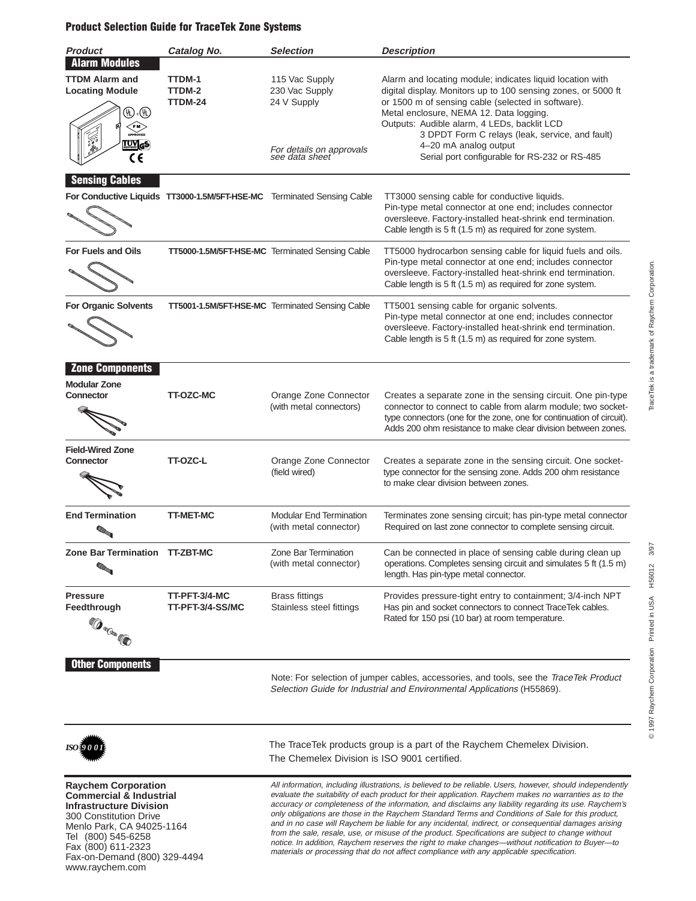## Product Selection Guide for TraceTek Zone Systems

| *Product* | *Catalog No.* | *Selection* | *Description* |
|---|---|---|---|
| **Alarm Modules** | | | |
| **TTDM Alarm and Locating Module** | **TTDM-1**<br>**TTDM-2**<br>**TTDM-24** | 115 Vac Supply<br>230 Vac Supply<br>24 V Supply<br><br>*For details on approvals see data sheet* | Alarm and locating module; indicates liquid location with digital display. Monitors up to 100 sensing zones, or 5000 ft or 1500 m of sensing cable (selected in software). Metal enclosure, NEMA 12. Data logging.<br>Outputs: Audible alarm, 4 LEDs, backlit LCD<br>3 DPDT Form C relays (leak, service, and fault)<br>4–20 mA analog output<br>Serial port configurable for RS-232 or RS-485 |
| **Sensing Cables** | | | |
| **For Conductive Liquids** | **TT3000-1.5M/5FT-HSE-MC** | Terminated Sensing Cable | TT3000 sensing cable for conductive liquids. Pin-type metal connector at one end; includes connector oversleeve. Factory-installed heat-shrink end termination. Cable length is 5 ft (1.5 m) as required for zone system. |
| **For Fuels and Oils** | **TT5000-1.5M/5FT-HSE-MC** | Terminated Sensing Cable | TT5000 hydrocarbon sensing cable for liquid fuels and oils. Pin-type metal connector at one end; includes connector oversleeve. Factory-installed heat-shrink end termination. Cable length is 5 ft (1.5 m) as required for zone system. |
| **For Organic Solvents** | **TT5001-1.5M/5FT-HSE-MC** | Terminated Sensing Cable | TT5001 sensing cable for organic solvents. Pin-type metal connector at one end; includes connector oversleeve. Factory-installed heat-shrink end termination. Cable length is 5 ft (1.5 m) as required for zone system. |
| **Zone Components** | | | |
| **Modular Zone Connector** | **TT-OZC-MC** | Orange Zone Connector (with metal connectors) | Creates a separate zone in the sensing circuit. One pin-type connector to connect to cable from alarm module; two socket-type connectors (one for the zone, one for continuation of circuit). Adds 200 ohm resistance to make clear division between zones. |
| **Field-Wired Zone Connector** | **TT-OZC-L** | Orange Zone Connector (field wired) | Creates a separate zone in the sensing circuit. One socket-type connector for the sensing zone. Adds 200 ohm resistance to make clear division between zones. |
| **End Termination** | **TT-MET-MC** | Modular End Termination (with metal connector) | Terminates zone sensing circuit; has pin-type metal connector Required on last zone connector to complete sensing circuit. |
| **Zone Bar Termination** | **TT-ZBT-MC** | Zone Bar Termination (with metal connector) | Can be connected in place of sensing cable during clean up operations. Completes sensing circuit and simulates 5 ft (1.5 m) length. Has pin-type metal connector. |
| **Pressure Feedthrough** | **TT-PFT-3/4-MC**<br>**TT-PFT-3/4-SS/MC** | Brass fittings<br>Stainless steel fittings | Provides pressure-tight entry to containment; 3/4-inch NPT Has pin and socket connectors to connect TraceTek cables. Rated for 150 psi (10 bar) at room temperature. |
| **Other Components** | | | |
| | | Note: For selection of jumper cables, accessories, and tools, see the *TraceTek Product Selection Guide for Industrial and Environmental Applications* (H55869). | |

ISO 9001

The TraceTek products group is a part of the Raychem Chemelex Division. The Chemelex Division is ISO 9001 certified.

**Raychem Corporation**
**Commercial & Industrial Infrastructure Division**
300 Constitution Drive
Menlo Park, CA 94025-1164
Tel (800) 545-6258
Fax (800) 611-2323
Fax-on-Demand (800) 329-4494
www.raychem.com

*All information, including illustrations, is believed to be reliable. Users, however, should independently evaluate the suitability of each product for their application. Raychem makes no warranties as to the accuracy or completeness of the information, and disclaims any liability regarding its use. Raychem's only obligations are those in the Raychem Standard Terms and Conditions of Sale for this product, and in no case will Raychem be liable for any incidental, indirect, or consequential damages arising from the sale, resale, use, or misuse of the product. Specifications are subject to change without notice. In addition, Raychem reserves the right to make changes—without notification to Buyer—to materials or processing that do not affect compliance with any applicable specification.*

TraceTek is a trademark of Raychem Corporation.

© 1997 Raychem Corporation Printed in USA H56012 3/97